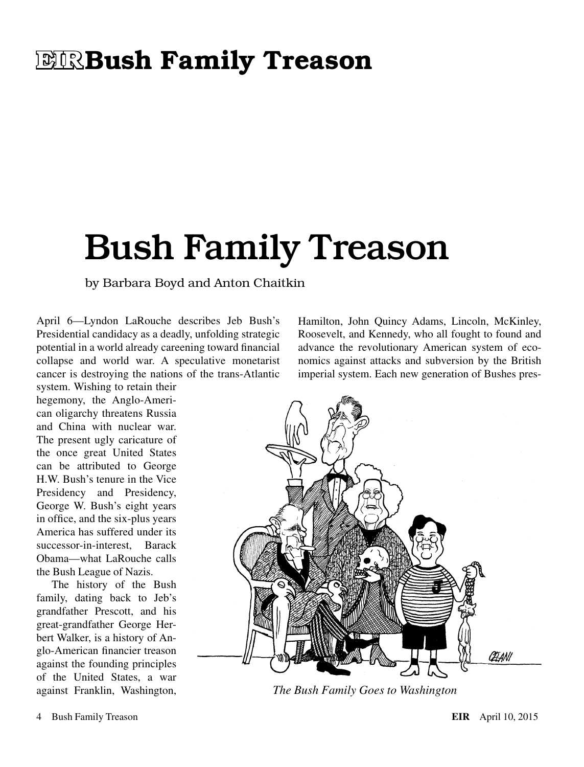# Bush Family Treason

by Barbara Boyd and Anton Chaitkin

April 6—Lyndon LaRouche describes Jeb Bush's Presidential candidacy as a deadly, unfolding strategic potential in a world already careening toward financial collapse and world war. A speculative monetarist cancer is destroying the nations of the trans-Atlantic system. Wishing to retain their hegemony, the Anglo-American oligarchy threatens Russia and China with nuclear war. The present ugly caricature of the once great United States can be attributed to George H.W. Bush's tenure in the Vice Presidency and Presidency, George W. Bush's eight years in office, and the six-plus years America has suffered under its successor-in-interest, Barack Obama—what LaRouche calls the Bush League of Nazis.

The history of the Bush family, dating back to Jeb's grandfather Prescott, and his great-grandfather George Herbert Walker, is a history of Anglo-American financier treason against the founding principles of the United States, a war against Franklin, Washington, Hamilton, John Quincy Adams, Lincoln, McKinley, Roosevelt, and Kennedy, who all fought to found and advance the revolutionary American system of economics against attacks and subversion by the British imperial system. Each new generation of Bushes pres-

*The Bush Family Goes to Washington*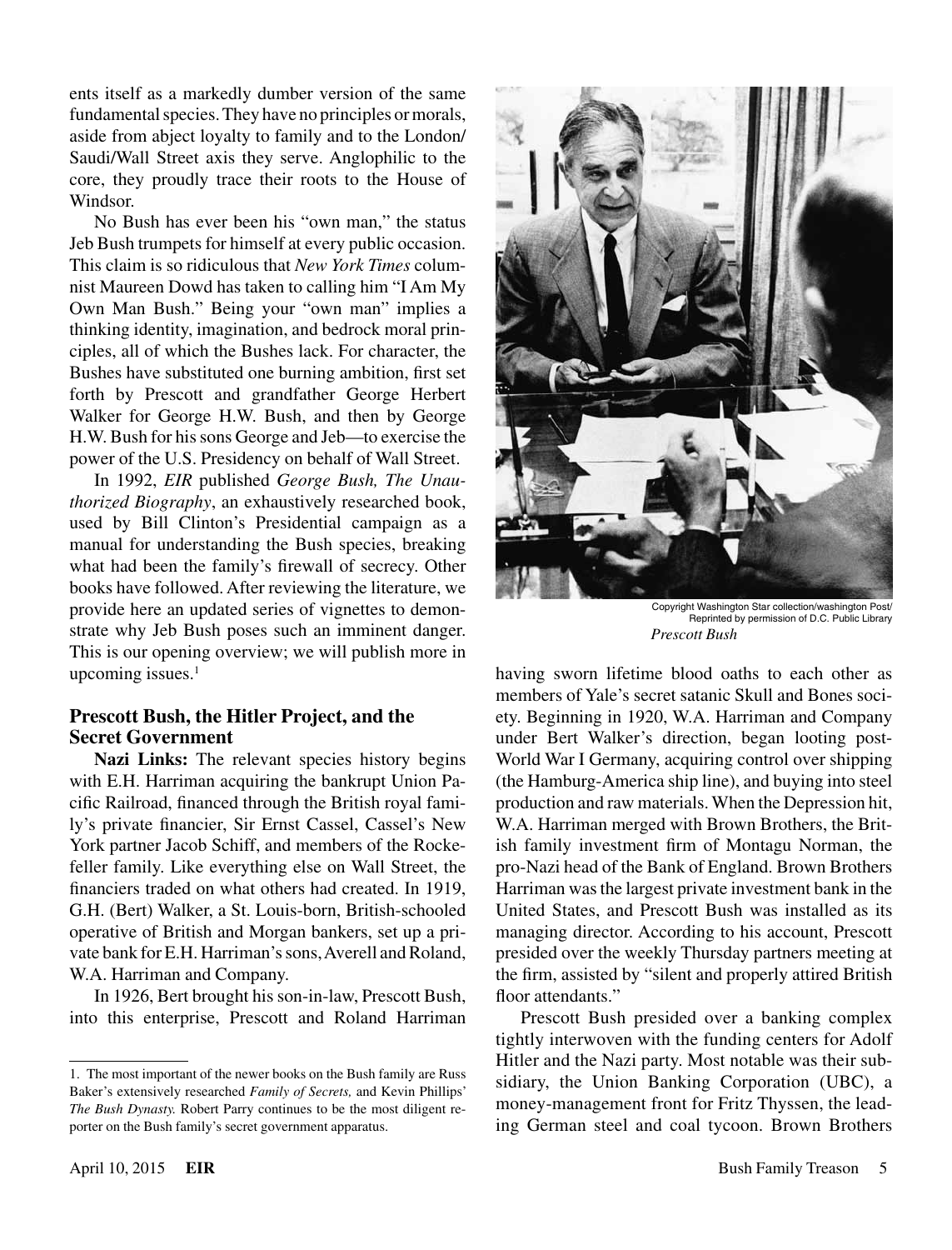ents itself as a markedly dumber version of the same fundamental species. They have no principles or morals, aside from abject loyalty to family and to the London/Saudi/Wall Street axis they serve. Anglophilic to the core, they proudly trace their roots to the House of Windsor.

No Bush has ever been his "own man," the status Jeb Bush trumpets for himself at every public occasion. This claim is so ridiculous that *New York Times* columnist Maureen Dowd has taken to calling him "I Am My Own Man Bush." Being your "own man" implies a thinking identity, imagination, and bedrock moral principles, all of which the Bushes lack. For character, the Bushes have substituted one burning ambition, first set forth by Prescott and grandfather George Herbert Walker for George H.W. Bush, and then by George H.W. Bush for his sons George and Jeb—to exercise the power of the U.S. Presidency on behalf of Wall Street.

In 1992, *EIR* published *George Bush, The Unauthorized Biography*, an exhaustively researched book, used by Bill Clinton's Presidential campaign as a manual for understanding the Bush species, breaking what had been the family's firewall of secrecy. Other books have followed. After reviewing the literature, we provide here an updated series of vignettes to demonstrate why Jeb Bush poses such an imminent danger. This is our opening overview; we will publish more in upcoming issues.[1]

## Prescott Bush, the Hitler Project, and the Secret Government

**Nazi Links:** The relevant species history begins with E.H. Harriman acquiring the bankrupt Union Pacific Railroad, financed through the British royal family's private financier, Sir Ernst Cassel, Cassel's New York partner Jacob Schiff, and members of the Rockefeller family. Like everything else on Wall Street, the financiers traded on what others had created. In 1919, G.H. (Bert) Walker, a St. Louis-born, British-schooled operative of British and Morgan bankers, set up a private bank for E.H. Harriman's sons, Averell and Roland, W.A. Harriman and Company.

In 1926, Bert brought his son-in-law, Prescott Bush, into this enterprise, Prescott and Roland Harriman having sworn lifetime blood oaths to each other as members of Yale's secret satanic Skull and Bones society. Beginning in 1920, W.A. Harriman and Company under Bert Walker's direction, began looting post-World War I Germany, acquiring control over shipping (the Hamburg-America ship line), and buying into steel production and raw materials. When the Depression hit, W.A. Harriman merged with Brown Brothers, the British family investment firm of Montagu Norman, the pro-Nazi head of the Bank of England. Brown Brothers Harriman was the largest private investment bank in the United States, and Prescott Bush was installed as its managing director. According to his account, Prescott presided over the weekly Thursday partners meeting at the firm, assisted by "silent and properly attired British floor attendants."

Copyright Washington Star collection/washington Post/ Reprinted by permission of D.C. Public Library

*Prescott Bush*

Prescott Bush presided over a banking complex tightly interwoven with the funding centers for Adolf Hitler and the Nazi party. Most notable was their subsidiary, the Union Banking Corporation (UBC), a money-management front for Fritz Thyssen, the leading German steel and coal tycoon. Brown Brothers

---

1. The most important of the newer books on the Bush family are Russ Baker's extensively researched *Family of Secrets,* and Kevin Phillips' *The Bush Dynasty.* Robert Parry continues to be the most diligent reporter on the Bush family's secret government apparatus.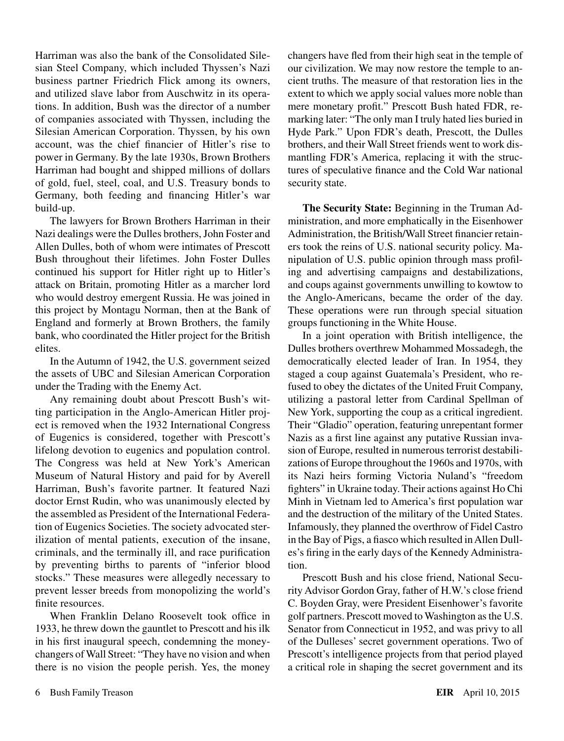Harriman was also the bank of the Consolidated Silesian Steel Company, which included Thyssen's Nazi business partner Friedrich Flick among its owners, and utilized slave labor from Auschwitz in its operations. In addition, Bush was the director of a number of companies associated with Thyssen, including the Silesian American Corporation. Thyssen, by his own account, was the chief financier of Hitler's rise to power in Germany. By the late 1930s, Brown Brothers Harriman had bought and shipped millions of dollars of gold, fuel, steel, coal, and U.S. Treasury bonds to Germany, both feeding and financing Hitler's war build-up.

The lawyers for Brown Brothers Harriman in their Nazi dealings were the Dulles brothers, John Foster and Allen Dulles, both of whom were intimates of Prescott Bush throughout their lifetimes. John Foster Dulles continued his support for Hitler right up to Hitler's attack on Britain, promoting Hitler as a marcher lord who would destroy emergent Russia. He was joined in this project by Montagu Norman, then at the Bank of England and formerly at Brown Brothers, the family bank, who coordinated the Hitler project for the British elites.

In the Autumn of 1942, the U.S. government seized the assets of UBC and Silesian American Corporation under the Trading with the Enemy Act.

Any remaining doubt about Prescott Bush's witting participation in the Anglo-American Hitler project is removed when the 1932 International Congress of Eugenics is considered, together with Prescott's lifelong devotion to eugenics and population control. The Congress was held at New York's American Museum of Natural History and paid for by Averell Harriman, Bush's favorite partner. It featured Nazi doctor Ernst Rudin, who was unanimously elected by the assembled as President of the International Federation of Eugenics Societies. The society advocated sterilization of mental patients, execution of the insane, criminals, and the terminally ill, and race purification by preventing births to parents of "inferior blood stocks." These measures were allegedly necessary to prevent lesser breeds from monopolizing the world's finite resources.

When Franklin Delano Roosevelt took office in 1933, he threw down the gauntlet to Prescott and his ilk in his first inaugural speech, condemning the money-changers of Wall Street: "They have no vision and when there is no vision the people perish. Yes, the money changers have fled from their high seat in the temple of our civilization. We may now restore the temple to ancient truths. The measure of that restoration lies in the extent to which we apply social values more noble than mere monetary profit." Prescott Bush hated FDR, remarking later: "The only man I truly hated lies buried in Hyde Park." Upon FDR's death, Prescott, the Dulles brothers, and their Wall Street friends went to work dismantling FDR's America, replacing it with the structures of speculative finance and the Cold War national security state.

**The Security State:** Beginning in the Truman Administration, and more emphatically in the Eisenhower Administration, the British/Wall Street financier retainers took the reins of U.S. national security policy. Manipulation of U.S. public opinion through mass profiling and advertising campaigns and destabilizations, and coups against governments unwilling to kowtow to the Anglo-Americans, became the order of the day. These operations were run through special situation groups functioning in the White House.

In a joint operation with British intelligence, the Dulles brothers overthrew Mohammed Mossadegh, the democratically elected leader of Iran. In 1954, they staged a coup against Guatemala's President, who refused to obey the dictates of the United Fruit Company, utilizing a pastoral letter from Cardinal Spellman of New York, supporting the coup as a critical ingredient. Their "Gladio" operation, featuring unrepentant former Nazis as a first line against any putative Russian invasion of Europe, resulted in numerous terrorist destabilizations of Europe throughout the 1960s and 1970s, with its Nazi heirs forming Victoria Nuland's "freedom fighters" in Ukraine today. Their actions against Ho Chi Minh in Vietnam led to America's first population war and the destruction of the military of the United States. Infamously, they planned the overthrow of Fidel Castro in the Bay of Pigs, a fiasco which resulted in Allen Dulles's firing in the early days of the Kennedy Administration.

Prescott Bush and his close friend, National Security Advisor Gordon Gray, father of H.W.'s close friend C. Boyden Gray, were President Eisenhower's favorite golf partners. Prescott moved to Washington as the U.S. Senator from Connecticut in 1952, and was privy to all of the Dulleses' secret government operations. Two of Prescott's intelligence projects from that period played a critical role in shaping the secret government and its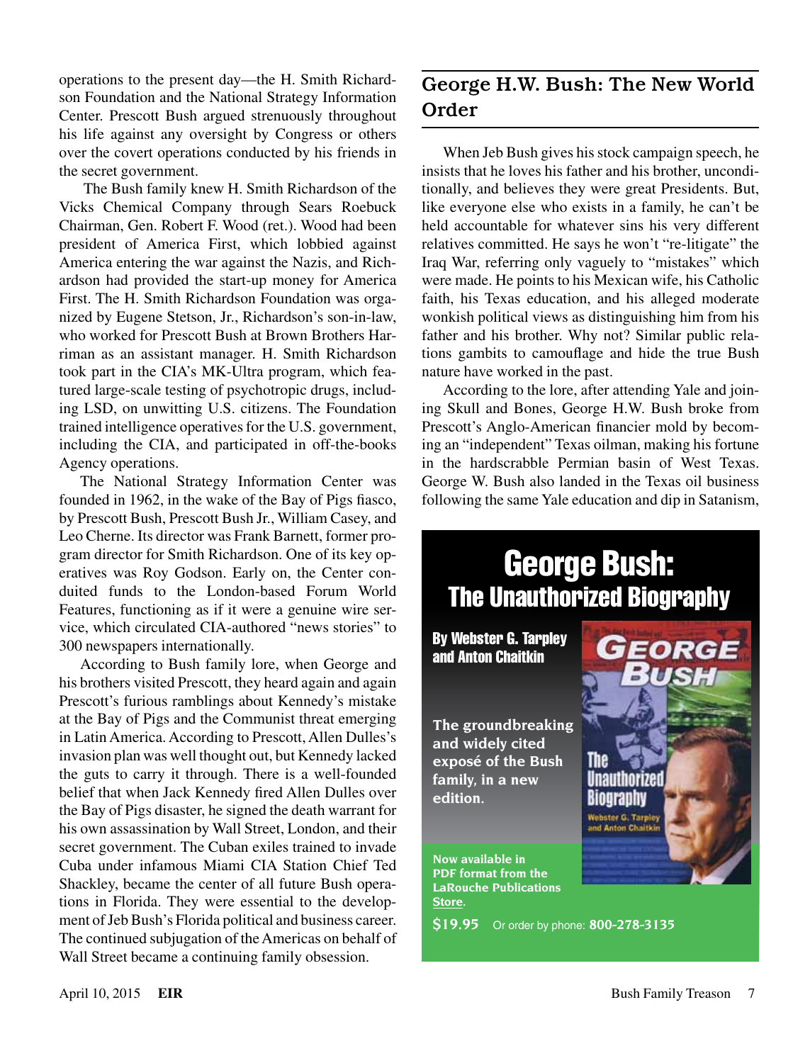operations to the present day—the H. Smith Richardson Foundation and the National Strategy Information Center. Prescott Bush argued strenuously throughout his life against any oversight by Congress or others over the covert operations conducted by his friends in the secret government.

The Bush family knew H. Smith Richardson of the Vicks Chemical Company through Sears Roebuck Chairman, Gen. Robert F. Wood (ret.). Wood had been president of America First, which lobbied against America entering the war against the Nazis, and Richardson had provided the start-up money for America First. The H. Smith Richardson Foundation was organized by Eugene Stetson, Jr., Richardson's son-in-law, who worked for Prescott Bush at Brown Brothers Harriman as an assistant manager. H. Smith Richardson took part in the CIA's MK-Ultra program, which featured large-scale testing of psychotropic drugs, including LSD, on unwitting U.S. citizens. The Foundation trained intelligence operatives for the U.S. government, including the CIA, and participated in off-the-books Agency operations.

The National Strategy Information Center was founded in 1962, in the wake of the Bay of Pigs fiasco, by Prescott Bush, Prescott Bush Jr., William Casey, and Leo Cherne. Its director was Frank Barnett, former program director for Smith Richardson. One of its key operatives was Roy Godson. Early on, the Center conduited funds to the London-based Forum World Features, functioning as if it were a genuine wire service, which circulated CIA-authored "news stories" to 300 newspapers internationally.

According to Bush family lore, when George and his brothers visited Prescott, they heard again and again Prescott's furious ramblings about Kennedy's mistake at the Bay of Pigs and the Communist threat emerging in Latin America. According to Prescott, Allen Dulles's invasion plan was well thought out, but Kennedy lacked the guts to carry it through. There is a well-founded belief that when Jack Kennedy fired Allen Dulles over the Bay of Pigs disaster, he signed the death warrant for his own assassination by Wall Street, London, and their secret government. The Cuban exiles trained to invade Cuba under infamous Miami CIA Station Chief Ted Shackley, became the center of all future Bush operations in Florida. They were essential to the development of Jeb Bush's Florida political and business career. The continued subjugation of the Americas on behalf of Wall Street became a continuing family obsession.

## George H.W. Bush: The New World Order

When Jeb Bush gives his stock campaign speech, he insists that he loves his father and his brother, unconditionally, and believes they were great Presidents. But, like everyone else who exists in a family, he can't be held accountable for whatever sins his very different relatives committed. He says he won't "re-litigate" the Iraq War, referring only vaguely to "mistakes" which were made. He points to his Mexican wife, his Catholic faith, his Texas education, and his alleged moderate wonkish political views as distinguishing him from his father and his brother. Why not? Similar public relations gambits to camouflage and hide the true Bush nature have worked in the past.

According to the lore, after attending Yale and joining Skull and Bones, George H.W. Bush broke from Prescott's Anglo-American financier mold by becoming an "independent" Texas oilman, making his fortune in the hardscrabble Permian basin of West Texas. George W. Bush also landed in the Texas oil business following the same Yale education and dip in Satanism,

**George Bush: The Unauthorized Biography**

**By Webster G. Tarpley and Anton Chaitkin**

**The groundbreaking and widely cited exposé of the Bush family, in a new edition.**

**Now available in PDF format from the LaRouche Publications Store.**

**$19.95** Or order by phone: **800-278-3135**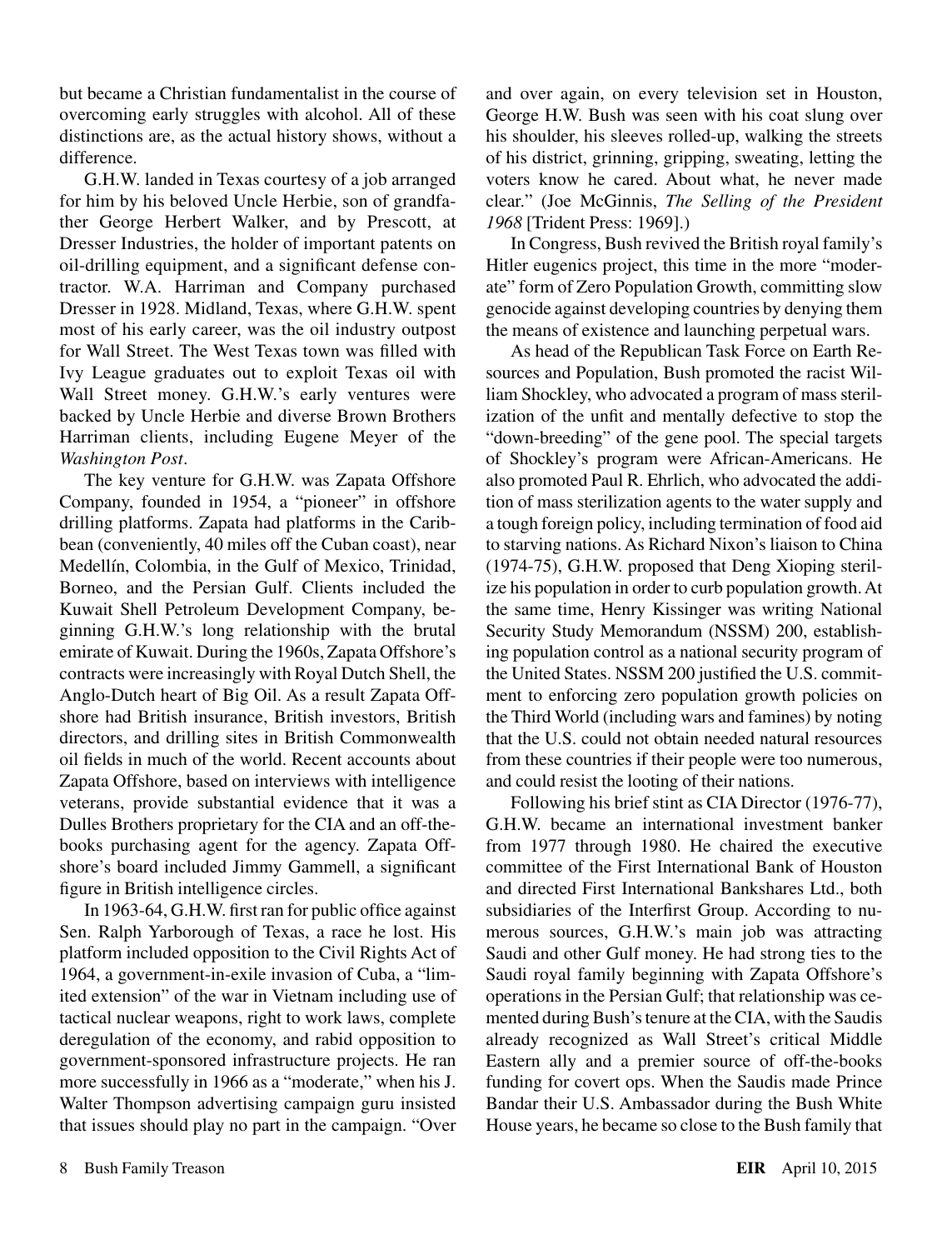but became a Christian fundamentalist in the course of overcoming early struggles with alcohol. All of these distinctions are, as the actual history shows, without a difference.

G.H.W. landed in Texas courtesy of a job arranged for him by his beloved Uncle Herbie, son of grandfather George Herbert Walker, and by Prescott, at Dresser Industries, the holder of important patents on oil-drilling equipment, and a significant defense contractor. W.A. Harriman and Company purchased Dresser in 1928. Midland, Texas, where G.H.W. spent most of his early career, was the oil industry outpost for Wall Street. The West Texas town was filled with Ivy League graduates out to exploit Texas oil with Wall Street money. G.H.W.'s early ventures were backed by Uncle Herbie and diverse Brown Brothers Harriman clients, including Eugene Meyer of the *Washington Post*.

The key venture for G.H.W. was Zapata Offshore Company, founded in 1954, a "pioneer" in offshore drilling platforms. Zapata had platforms in the Caribbean (conveniently, 40 miles off the Cuban coast), near Medellín, Colombia, in the Gulf of Mexico, Trinidad, Borneo, and the Persian Gulf. Clients included the Kuwait Shell Petroleum Development Company, beginning G.H.W.'s long relationship with the brutal emirate of Kuwait. During the 1960s, Zapata Offshore's contracts were increasingly with Royal Dutch Shell, the Anglo-Dutch heart of Big Oil. As a result Zapata Offshore had British insurance, British investors, British directors, and drilling sites in British Commonwealth oil fields in much of the world. Recent accounts about Zapata Offshore, based on interviews with intelligence veterans, provide substantial evidence that it was a Dulles Brothers proprietary for the CIA and an off-the-books purchasing agent for the agency. Zapata Offshore's board included Jimmy Gammell, a significant figure in British intelligence circles.

In 1963-64, G.H.W. first ran for public office against Sen. Ralph Yarborough of Texas, a race he lost. His platform included opposition to the Civil Rights Act of 1964, a government-in-exile invasion of Cuba, a "limited extension" of the war in Vietnam including use of tactical nuclear weapons, right to work laws, complete deregulation of the economy, and rabid opposition to government-sponsored infrastructure projects. He ran more successfully in 1966 as a "moderate," when his J. Walter Thompson advertising campaign guru insisted that issues should play no part in the campaign. "Over and over again, on every television set in Houston, George H.W. Bush was seen with his coat slung over his shoulder, his sleeves rolled-up, walking the streets of his district, grinning, gripping, sweating, letting the voters know he cared. About what, he never made clear." (Joe McGinnis, *The Selling of the President 1968* [Trident Press: 1969].)

In Congress, Bush revived the British royal family's Hitler eugenics project, this time in the more "moderate" form of Zero Population Growth, committing slow genocide against developing countries by denying them the means of existence and launching perpetual wars.

As head of the Republican Task Force on Earth Resources and Population, Bush promoted the racist William Shockley, who advocated a program of mass sterilization of the unfit and mentally defective to stop the "down-breeding" of the gene pool. The special targets of Shockley's program were African-Americans. He also promoted Paul R. Ehrlich, who advocated the addition of mass sterilization agents to the water supply and a tough foreign policy, including termination of food aid to starving nations. As Richard Nixon's liaison to China (1974-75), G.H.W. proposed that Deng Xioping sterilize his population in order to curb population growth. At the same time, Henry Kissinger was writing National Security Study Memorandum (NSSM) 200, establishing population control as a national security program of the United States. NSSM 200 justified the U.S. commitment to enforcing zero population growth policies on the Third World (including wars and famines) by noting that the U.S. could not obtain needed natural resources from these countries if their people were too numerous, and could resist the looting of their nations.

Following his brief stint as CIA Director (1976-77), G.H.W. became an international investment banker from 1977 through 1980. He chaired the executive committee of the First International Bank of Houston and directed First International Bankshares Ltd., both subsidiaries of the Interfirst Group. According to numerous sources, G.H.W.'s main job was attracting Saudi and other Gulf money. He had strong ties to the Saudi royal family beginning with Zapata Offshore's operations in the Persian Gulf; that relationship was cemented during Bush's tenure at the CIA, with the Saudis already recognized as Wall Street's critical Middle Eastern ally and a premier source of off-the-books funding for covert ops. When the Saudis made Prince Bandar their U.S. Ambassador during the Bush White House years, he became so close to the Bush family that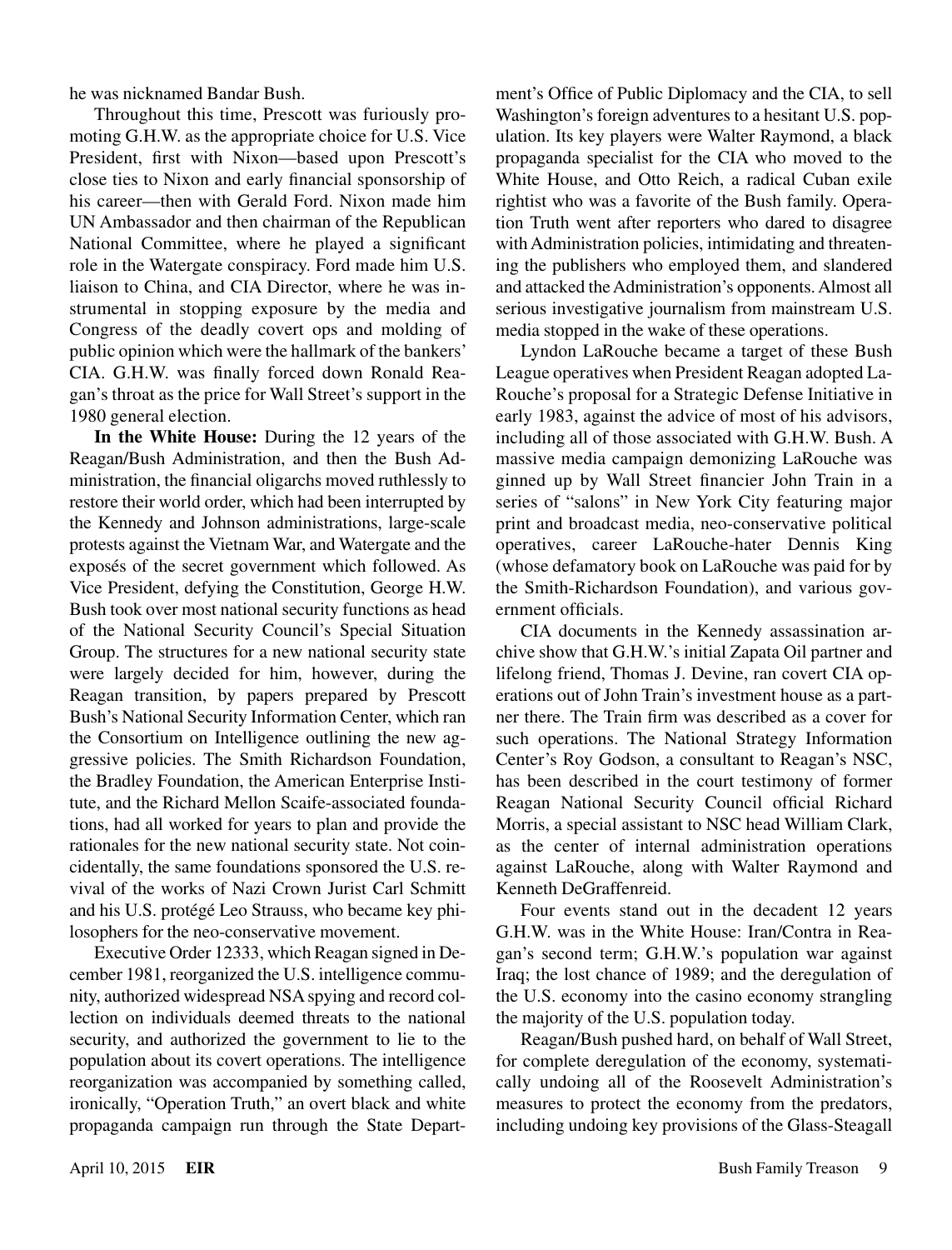he was nicknamed Bandar Bush.

Throughout this time, Prescott was furiously promoting G.H.W. as the appropriate choice for U.S. Vice President, first with Nixon—based upon Prescott's close ties to Nixon and early financial sponsorship of his career—then with Gerald Ford. Nixon made him UN Ambassador and then chairman of the Republican National Committee, where he played a significant role in the Watergate conspiracy. Ford made him U.S. liaison to China, and CIA Director, where he was instrumental in stopping exposure by the media and Congress of the deadly covert ops and molding of public opinion which were the hallmark of the bankers' CIA. G.H.W. was finally forced down Ronald Reagan's throat as the price for Wall Street's support in the 1980 general election.

**In the White House:** During the 12 years of the Reagan/Bush Administration, and then the Bush Administration, the financial oligarchs moved ruthlessly to restore their world order, which had been interrupted by the Kennedy and Johnson administrations, large-scale protests against the Vietnam War, and Watergate and the exposés of the secret government which followed. As Vice President, defying the Constitution, George H.W. Bush took over most national security functions as head of the National Security Council's Special Situation Group. The structures for a new national security state were largely decided for him, however, during the Reagan transition, by papers prepared by Prescott Bush's National Security Information Center, which ran the Consortium on Intelligence outlining the new aggressive policies. The Smith Richardson Foundation, the Bradley Foundation, the American Enterprise Institute, and the Richard Mellon Scaife-associated foundations, had all worked for years to plan and provide the rationales for the new national security state. Not coincidentally, the same foundations sponsored the U.S. revival of the works of Nazi Crown Jurist Carl Schmitt and his U.S. protégé Leo Strauss, who became key philosophers for the neo-conservative movement.

Executive Order 12333, which Reagan signed in December 1981, reorganized the U.S. intelligence community, authorized widespread NSA spying and record collection on individuals deemed threats to the national security, and authorized the government to lie to the population about its covert operations. The intelligence reorganization was accompanied by something called, ironically, "Operation Truth," an overt black and white propaganda campaign run through the State Department's Office of Public Diplomacy and the CIA, to sell Washington's foreign adventures to a hesitant U.S. population. Its key players were Walter Raymond, a black propaganda specialist for the CIA who moved to the White House, and Otto Reich, a radical Cuban exile rightist who was a favorite of the Bush family. Operation Truth went after reporters who dared to disagree with Administration policies, intimidating and threatening the publishers who employed them, and slandered and attacked the Administration's opponents. Almost all serious investigative journalism from mainstream U.S. media stopped in the wake of these operations.

Lyndon LaRouche became a target of these Bush League operatives when President Reagan adopted LaRouche's proposal for a Strategic Defense Initiative in early 1983, against the advice of most of his advisors, including all of those associated with G.H.W. Bush. A massive media campaign demonizing LaRouche was ginned up by Wall Street financier John Train in a series of "salons" in New York City featuring major print and broadcast media, neo-conservative political operatives, career LaRouche-hater Dennis King (whose defamatory book on LaRouche was paid for by the Smith-Richardson Foundation), and various government officials.

CIA documents in the Kennedy assassination archive show that G.H.W.'s initial Zapata Oil partner and lifelong friend, Thomas J. Devine, ran covert CIA operations out of John Train's investment house as a partner there. The Train firm was described as a cover for such operations. The National Strategy Information Center's Roy Godson, a consultant to Reagan's NSC, has been described in the court testimony of former Reagan National Security Council official Richard Morris, a special assistant to NSC head William Clark, as the center of internal administration operations against LaRouche, along with Walter Raymond and Kenneth DeGraffenreid.

Four events stand out in the decadent 12 years G.H.W. was in the White House: Iran/Contra in Reagan's second term; G.H.W.'s population war against Iraq; the lost chance of 1989; and the deregulation of the U.S. economy into the casino economy strangling the majority of the U.S. population today.

Reagan/Bush pushed hard, on behalf of Wall Street, for complete deregulation of the economy, systematically undoing all of the Roosevelt Administration's measures to protect the economy from the predators, including undoing key provisions of the Glass-Steagall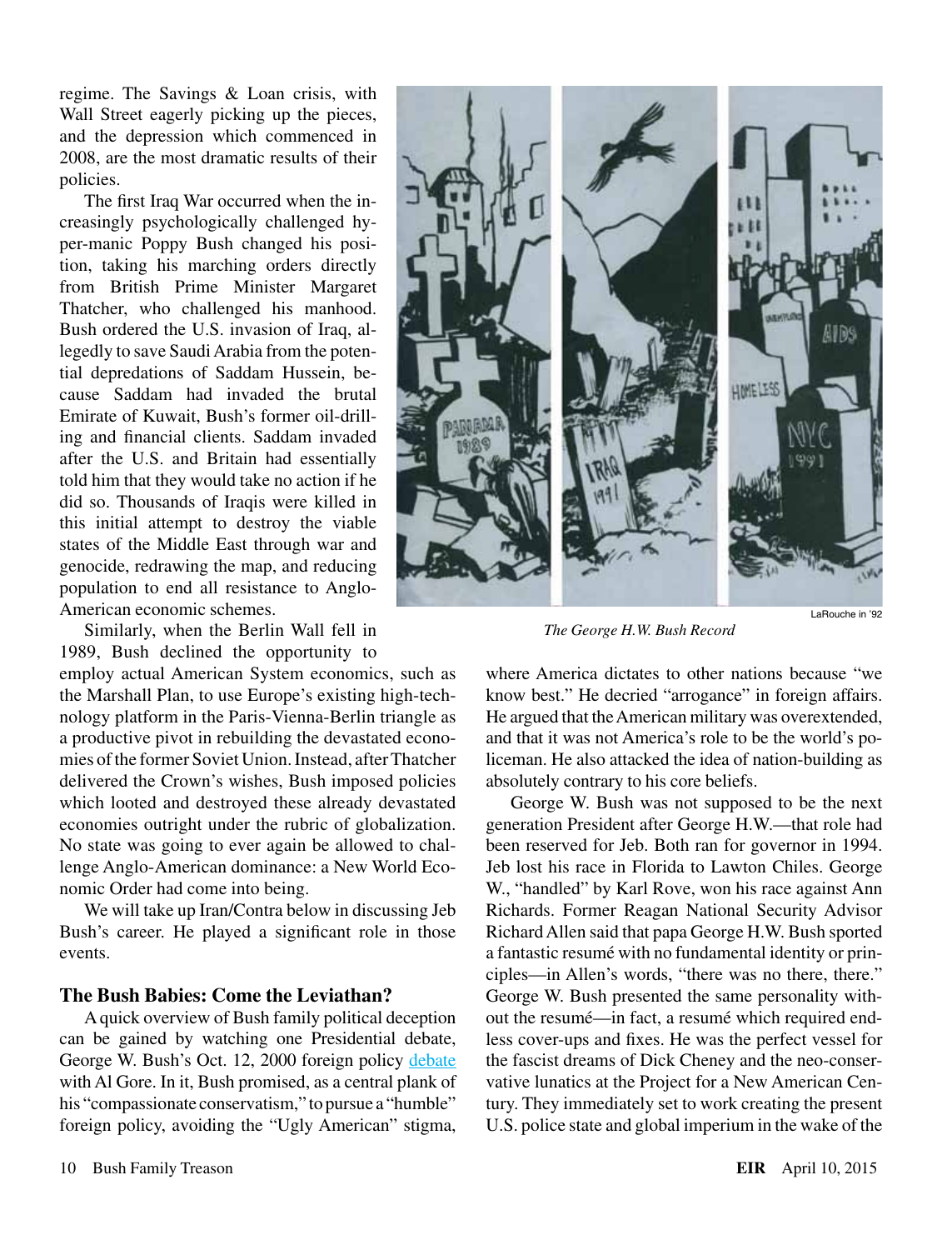regime. The Savings & Loan crisis, with Wall Street eagerly picking up the pieces, and the depression which commenced in 2008, are the most dramatic results of their policies.

The first Iraq War occurred when the increasingly psychologically challenged hyper-manic Poppy Bush changed his position, taking his marching orders directly from British Prime Minister Margaret Thatcher, who challenged his manhood. Bush ordered the U.S. invasion of Iraq, allegedly to save Saudi Arabia from the potential depredations of Saddam Hussein, because Saddam had invaded the brutal Emirate of Kuwait, Bush's former oil-drilling and financial clients. Saddam invaded after the U.S. and Britain had essentially told him that they would take no action if he did so. Thousands of Iraqis were killed in this initial attempt to destroy the viable states of the Middle East through war and genocide, redrawing the map, and reducing population to end all resistance to Anglo-American economic schemes.

Similarly, when the Berlin Wall fell in 1989, Bush declined the opportunity to employ actual American System economics, such as the Marshall Plan, to use Europe's existing high-technology platform in the Paris-Vienna-Berlin triangle as a productive pivot in rebuilding the devastated economies of the former Soviet Union. Instead, after Thatcher delivered the Crown's wishes, Bush imposed policies which looted and destroyed these already devastated economies outright under the rubric of globalization. No state was going to ever again be allowed to challenge Anglo-American dominance: a New World Economic Order had come into being.

We will take up Iran/Contra below in discussing Jeb Bush's career. He played a significant role in those events.

LaRouche in '92

*The George H.W. Bush Record*

## The Bush Babies: Come the Leviathan?

A quick overview of Bush family political deception can be gained by watching one Presidential debate, George W. Bush's Oct. 12, 2000 foreign policy debate with Al Gore. In it, Bush promised, as a central plank of his "compassionate conservatism," to pursue a "humble" foreign policy, avoiding the "Ugly American" stigma, where America dictates to other nations because "we know best." He decried "arrogance" in foreign affairs. He argued that the American military was overextended, and that it was not America's role to be the world's policeman. He also attacked the idea of nation-building as absolutely contrary to his core beliefs.

George W. Bush was not supposed to be the next generation President after George H.W.—that role had been reserved for Jeb. Both ran for governor in 1994. Jeb lost his race in Florida to Lawton Chiles. George W., "handled" by Karl Rove, won his race against Ann Richards. Former Reagan National Security Advisor Richard Allen said that papa George H.W. Bush sported a fantastic resumé with no fundamental identity or principles—in Allen's words, "there was no there, there." George W. Bush presented the same personality without the resumé—in fact, a resumé which required endless cover-ups and fixes. He was the perfect vessel for the fascist dreams of Dick Cheney and the neo-conservative lunatics at the Project for a New American Century. They immediately set to work creating the present U.S. police state and global imperium in the wake of the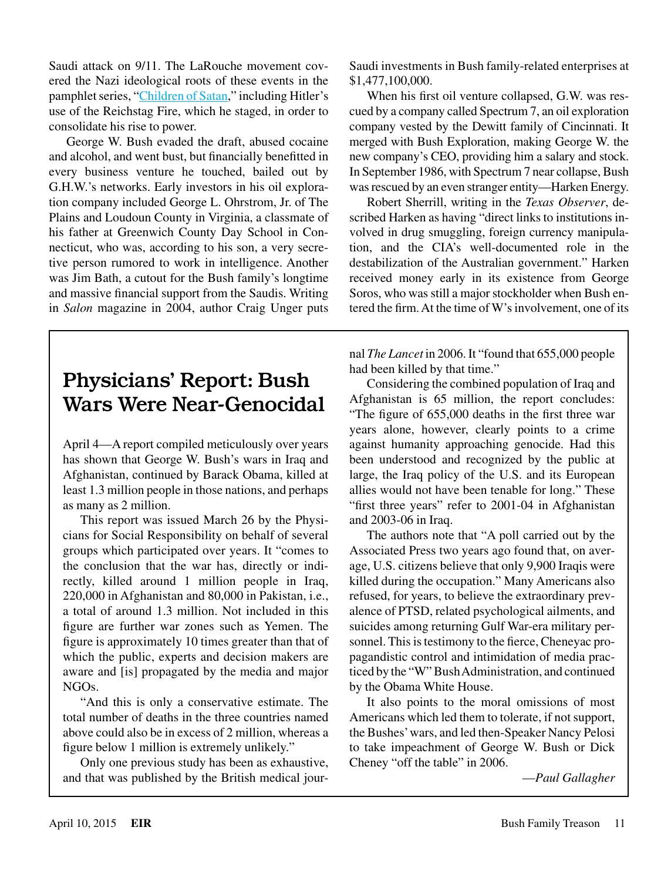Saudi attack on 9/11. The LaRouche movement covered the Nazi ideological roots of these events in the pamphlet series, "Children of Satan," including Hitler's use of the Reichstag Fire, which he staged, in order to consolidate his rise to power.

George W. Bush evaded the draft, abused cocaine and alcohol, and went bust, but financially benefitted in every business venture he touched, bailed out by G.H.W.'s networks. Early investors in his oil exploration company included George L. Ohrstrom, Jr. of The Plains and Loudoun County in Virginia, a classmate of his father at Greenwich County Day School in Connecticut, who was, according to his son, a very secretive person rumored to work in intelligence. Another was Jim Bath, a cutout for the Bush family's longtime and massive financial support from the Saudis. Writing in *Salon* magazine in 2004, author Craig Unger puts Saudi investments in Bush family-related enterprises at $1,477,100,000.

When his first oil venture collapsed, G.W. was rescued by a company called Spectrum 7, an oil exploration company vested by the Dewitt family of Cincinnati. It merged with Bush Exploration, making George W. the new company's CEO, providing him a salary and stock. In September 1986, with Spectrum 7 near collapse, Bush was rescued by an even stranger entity—Harken Energy.

Robert Sherrill, writing in the *Texas Observer*, described Harken as having "direct links to institutions involved in drug smuggling, foreign currency manipulation, and the CIA's well-documented role in the destabilization of the Australian government." Harken received money early in its existence from George Soros, who was still a major stockholder when Bush entered the firm. At the time of W's involvement, one of its

## Physicians' Report: Bush Wars Were Near-Genocidal

April 4—A report compiled meticulously over years has shown that George W. Bush's wars in Iraq and Afghanistan, continued by Barack Obama, killed at least 1.3 million people in those nations, and perhaps as many as 2 million.

This report was issued March 26 by the Physicians for Social Responsibility on behalf of several groups which participated over years. It "comes to the conclusion that the war has, directly or indirectly, killed around 1 million people in Iraq, 220,000 in Afghanistan and 80,000 in Pakistan, i.e., a total of around 1.3 million. Not included in this figure are further war zones such as Yemen. The figure is approximately 10 times greater than that of which the public, experts and decision makers are aware and [is] propagated by the media and major NGOs.

"And this is only a conservative estimate. The total number of deaths in the three countries named above could also be in excess of 2 million, whereas a figure below 1 million is extremely unlikely."

Only one previous study has been as exhaustive, and that was published by the British medical journal *The Lancet* in 2006. It "found that 655,000 people had been killed by that time."

Considering the combined population of Iraq and Afghanistan is 65 million, the report concludes: "The figure of 655,000 deaths in the first three war years alone, however, clearly points to a crime against humanity approaching genocide. Had this been understood and recognized by the public at large, the Iraq policy of the U.S. and its European allies would not have been tenable for long." These "first three years" refer to 2001-04 in Afghanistan and 2003-06 in Iraq.

The authors note that "A poll carried out by the Associated Press two years ago found that, on average, U.S. citizens believe that only 9,900 Iraqis were killed during the occupation." Many Americans also refused, for years, to believe the extraordinary prevalence of PTSD, related psychological ailments, and suicides among returning Gulf War-era military personnel. This is testimony to the fierce, Cheneyac propagandistic control and intimidation of media practiced by the "W" Bush Administration, and continued by the Obama White House.

It also points to the moral omissions of most Americans which led them to tolerate, if not support, the Bushes' wars, and led then-Speaker Nancy Pelosi to take impeachment of George W. Bush or Dick Cheney "off the table" in 2006.

—*Paul Gallagher*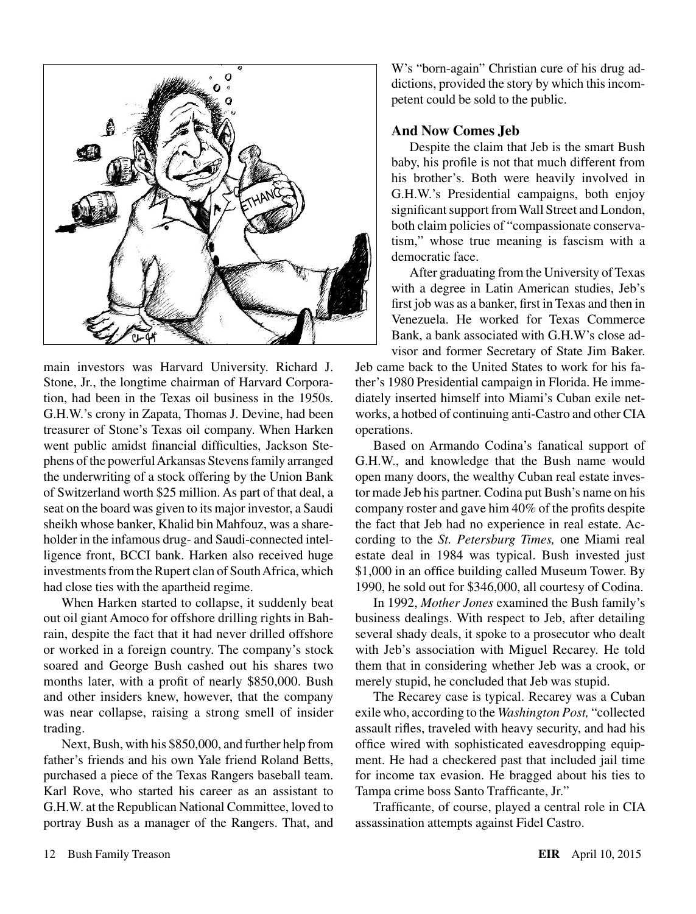main investors was Harvard University. Richard J. Stone, Jr., the longtime chairman of Harvard Corporation, had been in the Texas oil business in the 1950s. G.H.W.'s crony in Zapata, Thomas J. Devine, had been treasurer of Stone's Texas oil company. When Harken went public amidst financial difficulties, Jackson Stephens of the powerful Arkansas Stevens family arranged the underwriting of a stock offering by the Union Bank of Switzerland worth $25 million. As part of that deal, a seat on the board was given to its major investor, a Saudi sheikh whose banker, Khalid bin Mahfouz, was a shareholder in the infamous drug- and Saudi-connected intelligence front, BCCI bank. Harken also received huge investments from the Rupert clan of South Africa, which had close ties with the apartheid regime.

When Harken started to collapse, it suddenly beat out oil giant Amoco for offshore drilling rights in Bahrain, despite the fact that it had never drilled offshore or worked in a foreign country. The company's stock soared and George Bush cashed out his shares two months later, with a profit of nearly $850,000. Bush and other insiders knew, however, that the company was near collapse, raising a strong smell of insider trading.

Next, Bush, with his $850,000, and further help from father's friends and his own Yale friend Roland Betts, purchased a piece of the Texas Rangers baseball team. Karl Rove, who started his career as an assistant to G.H.W. at the Republican National Committee, loved to portray Bush as a manager of the Rangers. That, and W's "born-again" Christian cure of his drug addictions, provided the story by which this incompetent could be sold to the public.

### And Now Comes Jeb

Despite the claim that Jeb is the smart Bush baby, his profile is not that much different from his brother's. Both were heavily involved in G.H.W.'s Presidential campaigns, both enjoy significant support from Wall Street and London, both claim policies of "compassionate conservatism," whose true meaning is fascism with a democratic face.

After graduating from the University of Texas with a degree in Latin American studies, Jeb's first job was as a banker, first in Texas and then in Venezuela. He worked for Texas Commerce Bank, a bank associated with G.H.W's close advisor and former Secretary of State Jim Baker. Jeb came back to the United States to work for his father's 1980 Presidential campaign in Florida. He immediately inserted himself into Miami's Cuban exile networks, a hotbed of continuing anti-Castro and other CIA operations.

Based on Armando Codina's fanatical support of G.H.W., and knowledge that the Bush name would open many doors, the wealthy Cuban real estate investor made Jeb his partner. Codina put Bush's name on his company roster and gave him 40% of the profits despite the fact that Jeb had no experience in real estate. According to the *St. Petersburg Times,* one Miami real estate deal in 1984 was typical. Bush invested just $1,000 in an office building called Museum Tower. By 1990, he sold out for $346,000, all courtesy of Codina.

In 1992, *Mother Jones* examined the Bush family's business dealings. With respect to Jeb, after detailing several shady deals, it spoke to a prosecutor who dealt with Jeb's association with Miguel Recarey. He told them that in considering whether Jeb was a crook, or merely stupid, he concluded that Jeb was stupid.

The Recarey case is typical. Recarey was a Cuban exile who, according to the *Washington Post,* "collected assault rifles, traveled with heavy security, and had his office wired with sophisticated eavesdropping equipment. He had a checkered past that included jail time for income tax evasion. He bragged about his ties to Tampa crime boss Santo Trafficante, Jr."

Trafficante, of course, played a central role in CIA assassination attempts against Fidel Castro.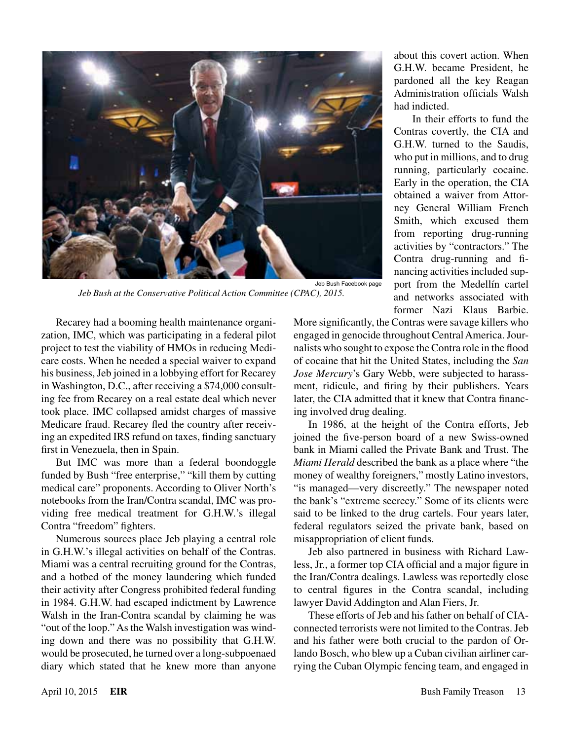Jeb Bush Facebook page

*Jeb Bush at the Conservative Political Action Committee (CPAC), 2015.*

Recarey had a booming health maintenance organization, IMC, which was participating in a federal pilot project to test the viability of HMOs in reducing Medicare costs. When he needed a special waiver to expand his business, Jeb joined in a lobbying effort for Recarey in Washington, D.C., after receiving a $74,000 consulting fee from Recarey on a real estate deal which never took place. IMC collapsed amidst charges of massive Medicare fraud. Recarey fled the country after receiving an expedited IRS refund on taxes, finding sanctuary first in Venezuela, then in Spain.

But IMC was more than a federal boondoggle funded by Bush "free enterprise," "kill them by cutting medical care" proponents. According to Oliver North's notebooks from the Iran/Contra scandal, IMC was providing free medical treatment for G.H.W.'s illegal Contra "freedom" fighters.

Numerous sources place Jeb playing a central role in G.H.W.'s illegal activities on behalf of the Contras. Miami was a central recruiting ground for the Contras, and a hotbed of the money laundering which funded their activity after Congress prohibited federal funding in 1984. G.H.W. had escaped indictment by Lawrence Walsh in the Iran-Contra scandal by claiming he was "out of the loop." As the Walsh investigation was winding down and there was no possibility that G.H.W. would be prosecuted, he turned over a long-subpoenaed diary which stated that he knew more than anyone about this covert action. When G.H.W. became President, he pardoned all the key Reagan Administration officials Walsh had indicted.

In their efforts to fund the Contras covertly, the CIA and G.H.W. turned to the Saudis, who put in millions, and to drug running, particularly cocaine. Early in the operation, the CIA obtained a waiver from Attorney General William French Smith, which excused them from reporting drug-running activities by "contractors." The Contra drug-running and financing activities included support from the Medellín cartel and networks associated with former Nazi Klaus Barbie. More significantly, the Contras were savage killers who engaged in genocide throughout Central America. Journalists who sought to expose the Contra role in the flood of cocaine that hit the United States, including the *San Jose Mercury*'s Gary Webb, were subjected to harassment, ridicule, and firing by their publishers. Years later, the CIA admitted that it knew that Contra financing involved drug dealing.

In 1986, at the height of the Contra efforts, Jeb joined the five-person board of a new Swiss-owned bank in Miami called the Private Bank and Trust. The *Miami Herald* described the bank as a place where "the money of wealthy foreigners," mostly Latino investors, "is managed—very discreetly." The newspaper noted the bank's "extreme secrecy." Some of its clients were said to be linked to the drug cartels. Four years later, federal regulators seized the private bank, based on misappropriation of client funds.

Jeb also partnered in business with Richard Lawless, Jr., a former top CIA official and a major figure in the Iran/Contra dealings. Lawless was reportedly close to central figures in the Contra scandal, including lawyer David Addington and Alan Fiers, Jr.

These efforts of Jeb and his father on behalf of CIA-connected terrorists were not limited to the Contras. Jeb and his father were both crucial to the pardon of Orlando Bosch, who blew up a Cuban civilian airliner carrying the Cuban Olympic fencing team, and engaged in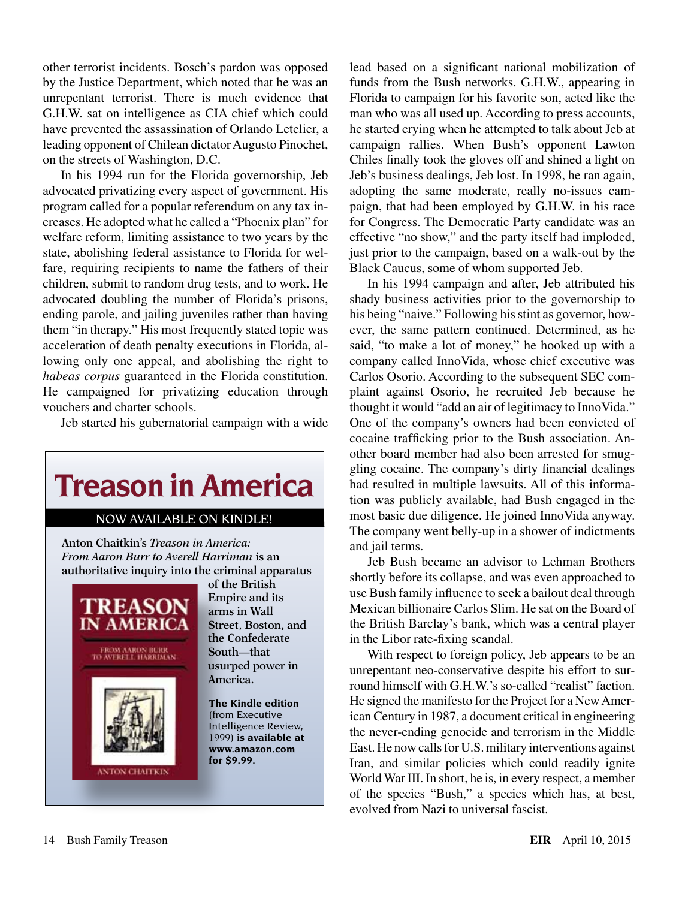other terrorist incidents. Bosch's pardon was opposed by the Justice Department, which noted that he was an unrepentant terrorist. There is much evidence that G.H.W. sat on intelligence as CIA chief which could have prevented the assassination of Orlando Letelier, a leading opponent of Chilean dictator Augusto Pinochet, on the streets of Washington, D.C.

In his 1994 run for the Florida governorship, Jeb advocated privatizing every aspect of government. His program called for a popular referendum on any tax increases. He adopted what he called a "Phoenix plan" for welfare reform, limiting assistance to two years by the state, abolishing federal assistance to Florida for welfare, requiring recipients to name the fathers of their children, submit to random drug tests, and to work. He advocated doubling the number of Florida's prisons, ending parole, and jailing juveniles rather than having them "in therapy." His most frequently stated topic was acceleration of death penalty executions in Florida, allowing only one appeal, and abolishing the right to *habeas corpus* guaranteed in the Florida constitution. He campaigned for privatizing education through vouchers and charter schools.

Jeb started his gubernatorial campaign with a wide lead based on a significant national mobilization of funds from the Bush networks. G.H.W., appearing in Florida to campaign for his favorite son, acted like the man who was all used up. According to press accounts, he started crying when he attempted to talk about Jeb at campaign rallies. When Bush's opponent Lawton Chiles finally took the gloves off and shined a light on Jeb's business dealings, Jeb lost. In 1998, he ran again, adopting the same moderate, really no-issues campaign, that had been employed by G.H.W. in his race for Congress. The Democratic Party candidate was an effective "no show," and the party itself had imploded, just prior to the campaign, based on a walk-out by the Black Caucus, some of whom supported Jeb.

In his 1994 campaign and after, Jeb attributed his shady business activities prior to the governorship to his being "naive." Following his stint as governor, however, the same pattern continued. Determined, as he said, "to make a lot of money," he hooked up with a company called InnoVida, whose chief executive was Carlos Osorio. According to the subsequent SEC complaint against Osorio, he recruited Jeb because he thought it would "add an air of legitimacy to InnoVida." One of the company's owners had been convicted of cocaine trafficking prior to the Bush association. Another board member had also been arrested for smuggling cocaine. The company's dirty financial dealings had resulted in multiple lawsuits. All of this information was publicly available, had Bush engaged in the most basic due diligence. He joined InnoVida anyway. The company went belly-up in a shower of indictments and jail terms.

Jeb Bush became an advisor to Lehman Brothers shortly before its collapse, and was even approached to use Bush family influence to seek a bailout deal through Mexican billionaire Carlos Slim. He sat on the Board of the British Barclay's bank, which was a central player in the Libor rate-fixing scandal.

With respect to foreign policy, Jeb appears to be an unrepentant neo-conservative despite his effort to surround himself with G.H.W.'s so-called "realist" faction. He signed the manifesto for the Project for a New American Century in 1987, a document critical in engineering the never-ending genocide and terrorism in the Middle East. He now calls for U.S. military interventions against Iran, and similar policies which could readily ignite World War III. In short, he is, in every respect, a member of the species "Bush," a species which has, at best, evolved from Nazi to universal fascist.

---

# Treason in America

**NOW AVAILABLE ON KINDLE!**

**Anton Chaitkin's *Treason in America: From Aaron Burr to Averell Harriman* is an authoritative inquiry into the criminal apparatus of the British Empire and its arms in Wall Street, Boston, and the Confederate South—that usurped power in America.**

TREASON IN AMERICA
FROM AARON BURR TO AVERELL HARRIMAN
ANTON CHAITKIN

**The Kindle edition** (from Executive Intelligence Review, 1999) **is available at www.amazon.com for $9.99.**